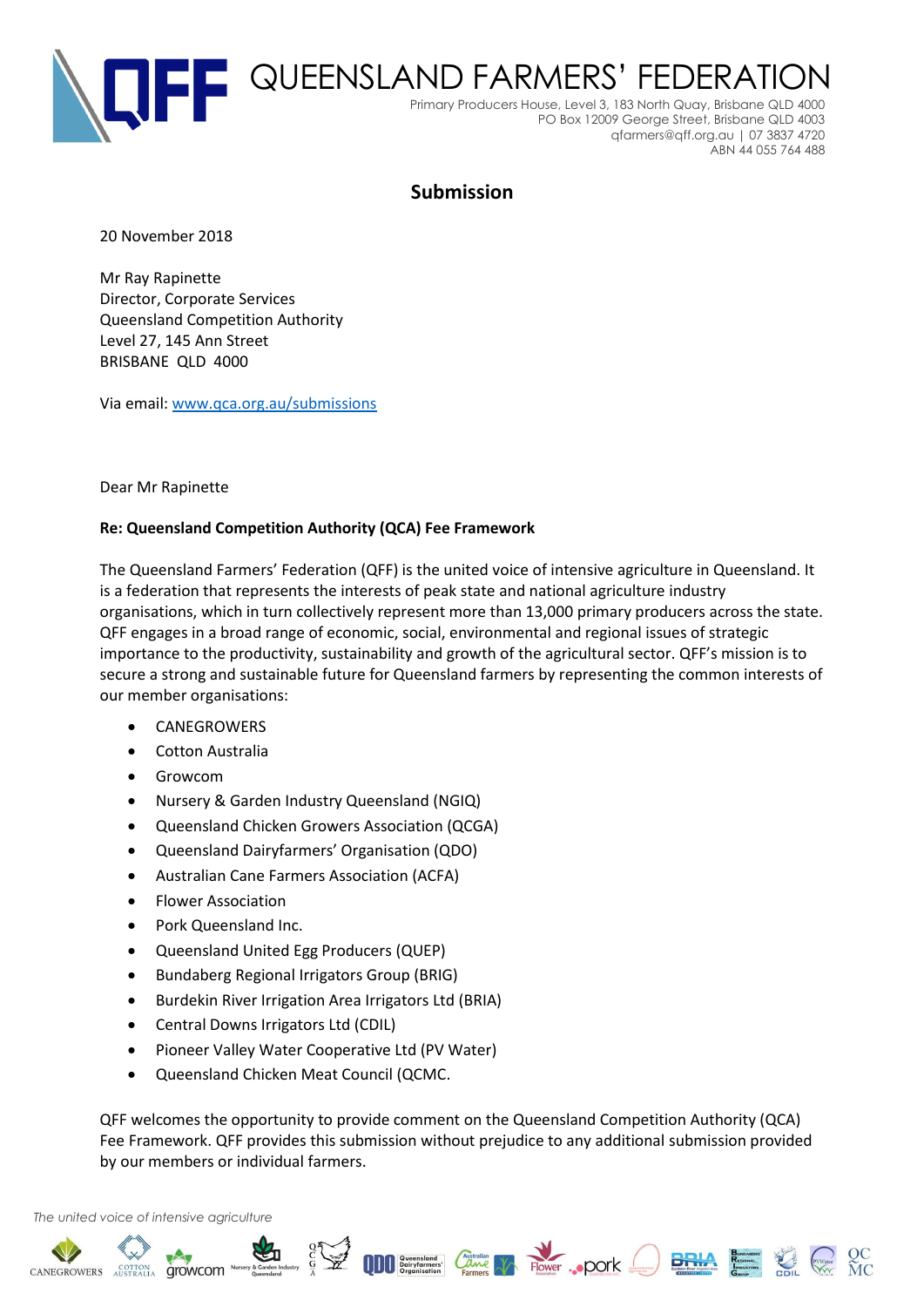# QUEENSLAND FARMERS' FEDERATION

Primary Producers House, Level 3, 183 North Quay, Brisbane QLD 4000
PO Box 12009 George Street, Brisbane QLD 4003
qfarmers@qff.org.au | 07 3837 4720
ABN 44 055 764 488

## Submission

20 November 2018

Mr Ray Rapinette
Director, Corporate Services
Queensland Competition Authority
Level 27, 145 Ann Street
BRISBANE QLD 4000

Via email: www.qca.org.au/submissions

Dear Mr Rapinette

**Re: Queensland Competition Authority (QCA) Fee Framework**

The Queensland Farmers' Federation (QFF) is the united voice of intensive agriculture in Queensland. It is a federation that represents the interests of peak state and national agriculture industry organisations, which in turn collectively represent more than 13,000 primary producers across the state. QFF engages in a broad range of economic, social, environmental and regional issues of strategic importance to the productivity, sustainability and growth of the agricultural sector. QFF's mission is to secure a strong and sustainable future for Queensland farmers by representing the common interests of our member organisations:

- CANEGROWERS
- Cotton Australia
- Growcom
- Nursery & Garden Industry Queensland (NGIQ)
- Queensland Chicken Growers Association (QCGA)
- Queensland Dairyfarmers' Organisation (QDO)
- Australian Cane Farmers Association (ACFA)
- Flower Association
- Pork Queensland Inc.
- Queensland United Egg Producers (QUEP)
- Bundaberg Regional Irrigators Group (BRIG)
- Burdekin River Irrigation Area Irrigators Ltd (BRIA)
- Central Downs Irrigators Ltd (CDIL)
- Pioneer Valley Water Cooperative Ltd (PV Water)
- Queensland Chicken Meat Council (QCMC.

QFF welcomes the opportunity to provide comment on the Queensland Competition Authority (QCA) Fee Framework. QFF provides this submission without prejudice to any additional submission provided by our members or individual farmers.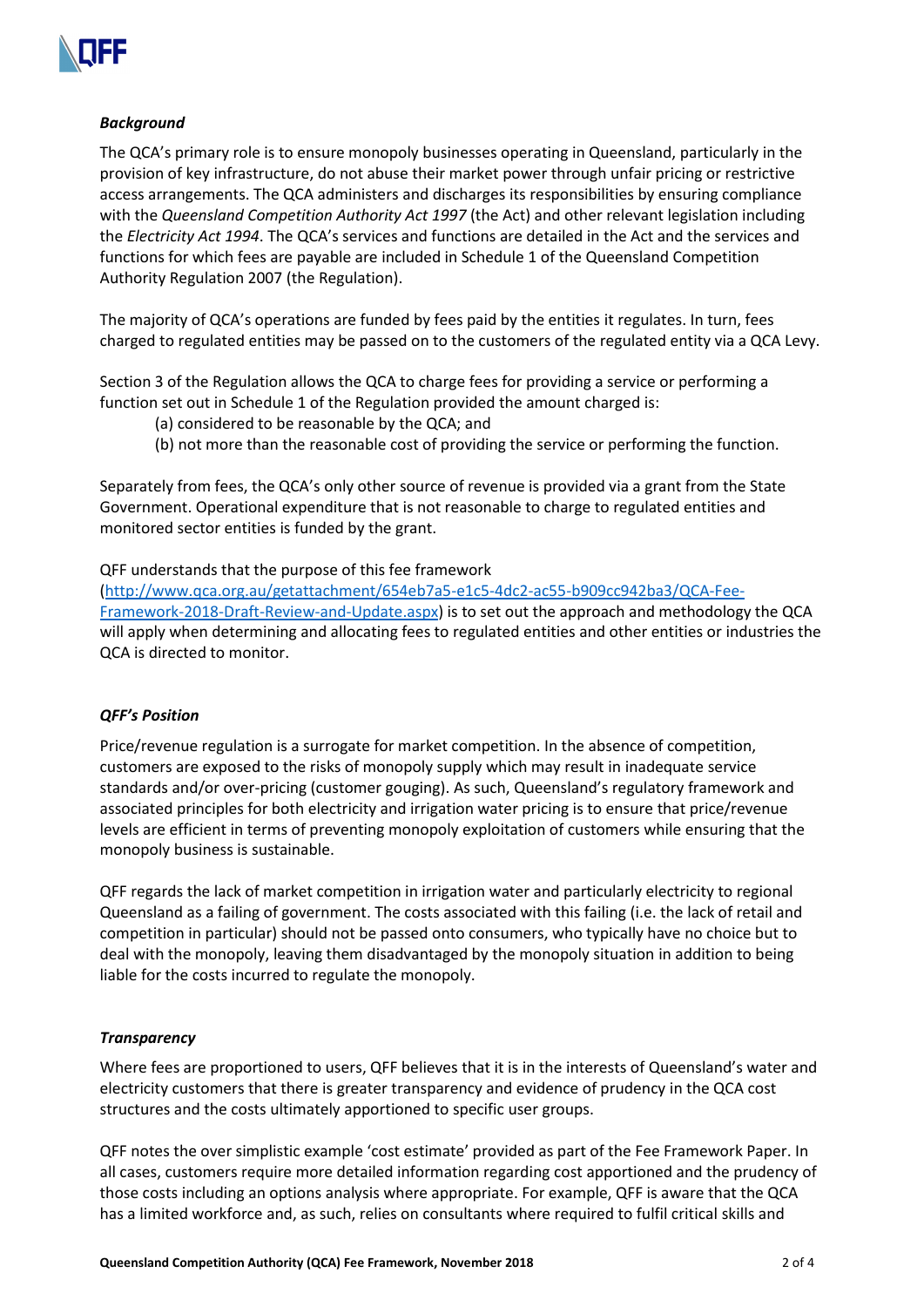***Background***

The QCA's primary role is to ensure monopoly businesses operating in Queensland, particularly in the provision of key infrastructure, do not abuse their market power through unfair pricing or restrictive access arrangements. The QCA administers and discharges its responsibilities by ensuring compliance with the *Queensland Competition Authority Act 1997* (the Act) and other relevant legislation including the *Electricity Act 1994*. The QCA's services and functions are detailed in the Act and the services and functions for which fees are payable are included in Schedule 1 of the Queensland Competition Authority Regulation 2007 (the Regulation).

The majority of QCA's operations are funded by fees paid by the entities it regulates. In turn, fees charged to regulated entities may be passed on to the customers of the regulated entity via a QCA Levy.

Section 3 of the Regulation allows the QCA to charge fees for providing a service or performing a function set out in Schedule 1 of the Regulation provided the amount charged is:

(a) considered to be reasonable by the QCA; and
(b) not more than the reasonable cost of providing the service or performing the function.

Separately from fees, the QCA's only other source of revenue is provided via a grant from the State Government. Operational expenditure that is not reasonable to charge to regulated entities and monitored sector entities is funded by the grant.

QFF understands that the purpose of this fee framework ([http://www.qca.org.au/getattachment/654eb7a5-e1c5-4dc2-ac55-b909cc942ba3/QCA-Fee-Framework-2018-Draft-Review-and-Update.aspx](http://www.qca.org.au/getattachment/654eb7a5-e1c5-4dc2-ac55-b909cc942ba3/QCA-Fee-Framework-2018-Draft-Review-and-Update.aspx)) is to set out the approach and methodology the QCA will apply when determining and allocating fees to regulated entities and other entities or industries the QCA is directed to monitor.

***QFF's Position***

Price/revenue regulation is a surrogate for market competition. In the absence of competition, customers are exposed to the risks of monopoly supply which may result in inadequate service standards and/or over-pricing (customer gouging). As such, Queensland's regulatory framework and associated principles for both electricity and irrigation water pricing is to ensure that price/revenue levels are efficient in terms of preventing monopoly exploitation of customers while ensuring that the monopoly business is sustainable.

QFF regards the lack of market competition in irrigation water and particularly electricity to regional Queensland as a failing of government. The costs associated with this failing (i.e. the lack of retail and competition in particular) should not be passed onto consumers, who typically have no choice but to deal with the monopoly, leaving them disadvantaged by the monopoly situation in addition to being liable for the costs incurred to regulate the monopoly.

***Transparency***

Where fees are proportioned to users, QFF believes that it is in the interests of Queensland's water and electricity customers that there is greater transparency and evidence of prudency in the QCA cost structures and the costs ultimately apportioned to specific user groups.

QFF notes the over simplistic example 'cost estimate' provided as part of the Fee Framework Paper. In all cases, customers require more detailed information regarding cost apportioned and the prudency of those costs including an options analysis where appropriate. For example, QFF is aware that the QCA has a limited workforce and, as such, relies on consultants where required to fulfil critical skills and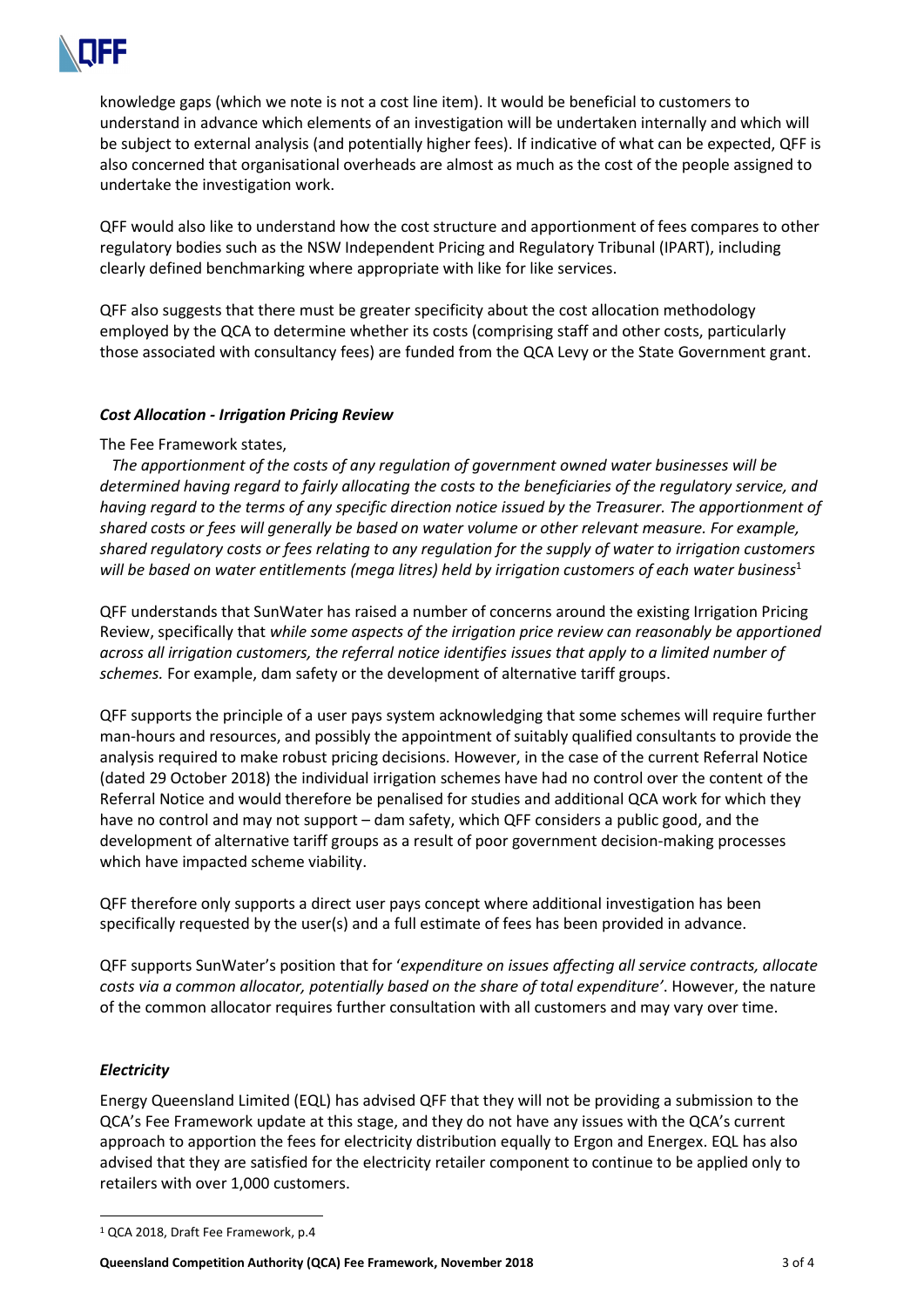knowledge gaps (which we note is not a cost line item). It would be beneficial to customers to understand in advance which elements of an investigation will be undertaken internally and which will be subject to external analysis (and potentially higher fees). If indicative of what can be expected, QFF is also concerned that organisational overheads are almost as much as the cost of the people assigned to undertake the investigation work.

QFF would also like to understand how the cost structure and apportionment of fees compares to other regulatory bodies such as the NSW Independent Pricing and Regulatory Tribunal (IPART), including clearly defined benchmarking where appropriate with like for like services.

QFF also suggests that there must be greater specificity about the cost allocation methodology employed by the QCA to determine whether its costs (comprising staff and other costs, particularly those associated with consultancy fees) are funded from the QCA Levy or the State Government grant.

### *Cost Allocation - Irrigation Pricing Review*

The Fee Framework states,

*The apportionment of the costs of any regulation of government owned water businesses will be determined having regard to fairly allocating the costs to the beneficiaries of the regulatory service, and having regard to the terms of any specific direction notice issued by the Treasurer. The apportionment of shared costs or fees will generally be based on water volume or other relevant measure. For example, shared regulatory costs or fees relating to any regulation for the supply of water to irrigation customers will be based on water entitlements (mega litres) held by irrigation customers of each water business*[1]

QFF understands that SunWater has raised a number of concerns around the existing Irrigation Pricing Review, specifically that *while some aspects of the irrigation price review can reasonably be apportioned across all irrigation customers, the referral notice identifies issues that apply to a limited number of schemes.* For example, dam safety or the development of alternative tariff groups.

QFF supports the principle of a user pays system acknowledging that some schemes will require further man-hours and resources, and possibly the appointment of suitably qualified consultants to provide the analysis required to make robust pricing decisions. However, in the case of the current Referral Notice (dated 29 October 2018) the individual irrigation schemes have had no control over the content of the Referral Notice and would therefore be penalised for studies and additional QCA work for which they have no control and may not support – dam safety, which QFF considers a public good, and the development of alternative tariff groups as a result of poor government decision-making processes which have impacted scheme viability.

QFF therefore only supports a direct user pays concept where additional investigation has been specifically requested by the user(s) and a full estimate of fees has been provided in advance.

QFF supports SunWater's position that for '*expenditure on issues affecting all service contracts, allocate costs via a common allocator, potentially based on the share of total expenditure'*. However, the nature of the common allocator requires further consultation with all customers and may vary over time.

### *Electricity*

Energy Queensland Limited (EQL) has advised QFF that they will not be providing a submission to the QCA's Fee Framework update at this stage, and they do not have any issues with the QCA's current approach to apportion the fees for electricity distribution equally to Ergon and Energex. EQL has also advised that they are satisfied for the electricity retailer component to continue to be applied only to retailers with over 1,000 customers.

[1] QCA 2018, Draft Fee Framework, p.4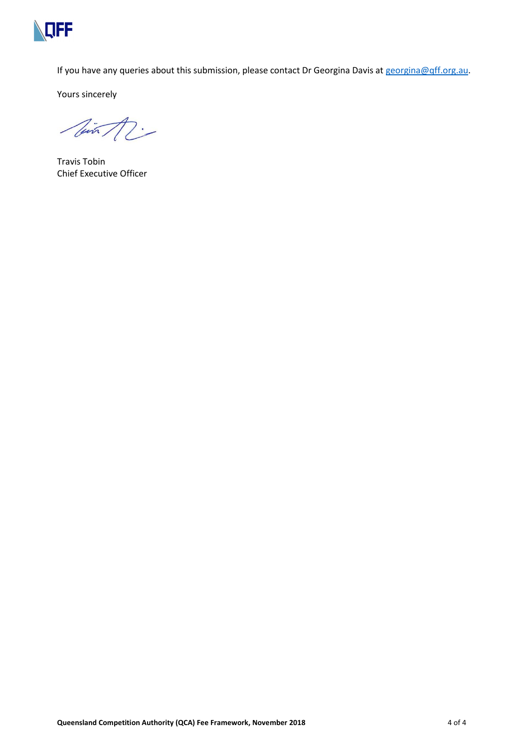If you have any queries about this submission, please contact Dr Georgina Davis at [georgina@qff.org.au](mailto:georgina@qff.org.au).

Yours sincerely

Travis Tobin
Chief Executive Officer